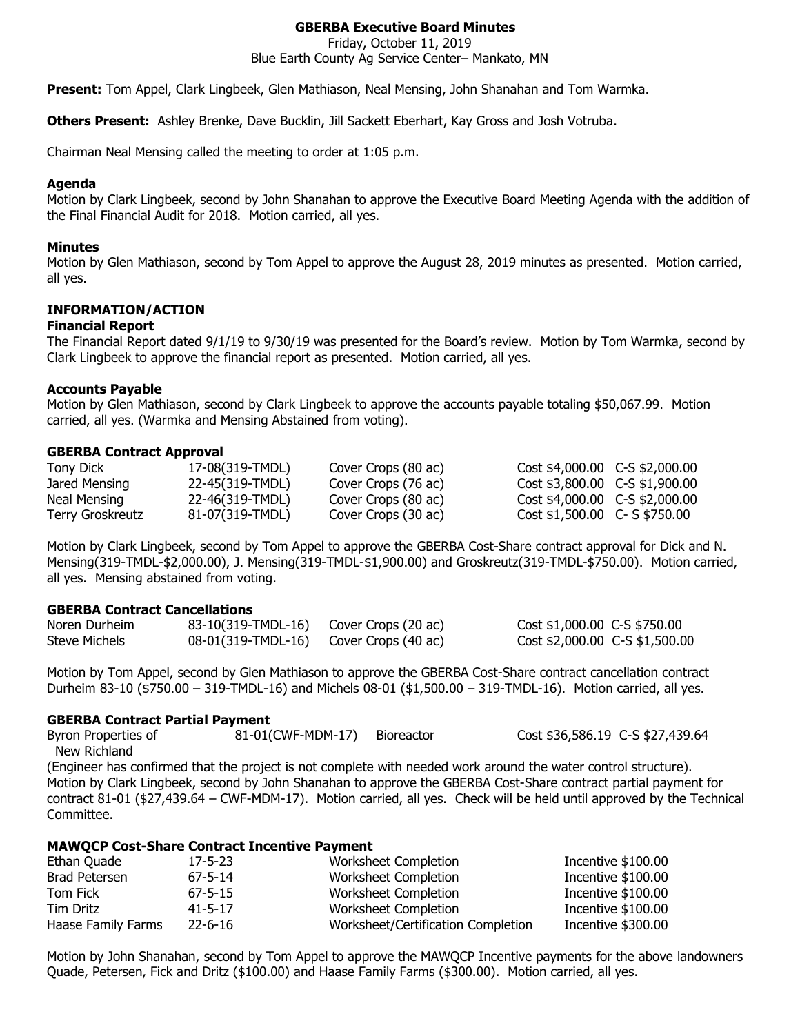# GBERBA Executive Board Minutes

Friday, October 11, 2019
Blue Earth County Ag Service Center– Mankato, MN

**Present:** Tom Appel, Clark Lingbeek, Glen Mathiason, Neal Mensing, John Shanahan and Tom Warmka.

**Others Present:** Ashley Brenke, Dave Bucklin, Jill Sackett Eberhart, Kay Gross and Josh Votruba.

Chairman Neal Mensing called the meeting to order at 1:05 p.m.

### Agenda

Motion by Clark Lingbeek, second by John Shanahan to approve the Executive Board Meeting Agenda with the addition of the Final Financial Audit for 2018. Motion carried, all yes.

### Minutes

Motion by Glen Mathiason, second by Tom Appel to approve the August 28, 2019 minutes as presented. Motion carried, all yes.

## INFORMATION/ACTION

### Financial Report

The Financial Report dated 9/1/19 to 9/30/19 was presented for the Board's review. Motion by Tom Warmka, second by Clark Lingbeek to approve the financial report as presented. Motion carried, all yes.

### Accounts Payable

Motion by Glen Mathiason, second by Clark Lingbeek to approve the accounts payable totaling $50,067.99. Motion carried, all yes. (Warmka and Mensing Abstained from voting).

### GBERBA Contract Approval

| | | | | |
|---|---|---|---|---|
| Tony Dick | 17-08(319-TMDL) | Cover Crops (80 ac) | Cost $4,000.00 | C-S $2,000.00 |
| Jared Mensing | 22-45(319-TMDL) | Cover Crops (76 ac) | Cost $3,800.00 | C-S $1,900.00 |
| Neal Mensing | 22-46(319-TMDL) | Cover Crops (80 ac) | Cost $4,000.00 | C-S $2,000.00 |
| Terry Groskreutz | 81-07(319-TMDL) | Cover Crops (30 ac) | Cost $1,500.00 | C- S $750.00 |

Motion by Clark Lingbeek, second by Tom Appel to approve the GBERBA Cost-Share contract approval for Dick and N. Mensing(319-TMDL-$2,000.00), J. Mensing(319-TMDL-$1,900.00) and Groskreutz(319-TMDL-$750.00). Motion carried, all yes. Mensing abstained from voting.

### GBERBA Contract Cancellations

| | | | | |
|---|---|---|---|---|
| Noren Durheim | 83-10(319-TMDL-16) | Cover Crops (20 ac) | Cost $1,000.00 | C-S $750.00 |
| Steve Michels | 08-01(319-TMDL-16) | Cover Crops (40 ac) | Cost $2,000.00 | C-S $1,500.00 |

Motion by Tom Appel, second by Glen Mathiason to approve the GBERBA Cost-Share contract cancellation contract Durheim 83-10 ($750.00 – 319-TMDL-16) and Michels 08-01 ($1,500.00 – 319-TMDL-16). Motion carried, all yes.

### GBERBA Contract Partial Payment

| | | | | |
|---|---|---|---|---|
| Byron Properties of New Richland | 81-01(CWF-MDM-17) | Bioreactor | Cost $36,586.19 | C-S $27,439.64 |

(Engineer has confirmed that the project is not complete with needed work around the water control structure). Motion by Clark Lingbeek, second by John Shanahan to approve the GBERBA Cost-Share contract partial payment for contract 81-01 ($27,439.64 – CWF-MDM-17). Motion carried, all yes. Check will be held until approved by the Technical Committee.

### MAWQCP Cost-Share Contract Incentive Payment

| | | | |
|---|---|---|---|
| Ethan Quade | 17-5-23 | Worksheet Completion | Incentive $100.00 |
| Brad Petersen | 67-5-14 | Worksheet Completion | Incentive $100.00 |
| Tom Fick | 67-5-15 | Worksheet Completion | Incentive $100.00 |
| Tim Dritz | 41-5-17 | Worksheet Completion | Incentive $100.00 |
| Haase Family Farms | 22-6-16 | Worksheet/Certification Completion | Incentive $300.00 |

Motion by John Shanahan, second by Tom Appel to approve the MAWQCP Incentive payments for the above landowners Quade, Petersen, Fick and Dritz ($100.00) and Haase Family Farms ($300.00). Motion carried, all yes.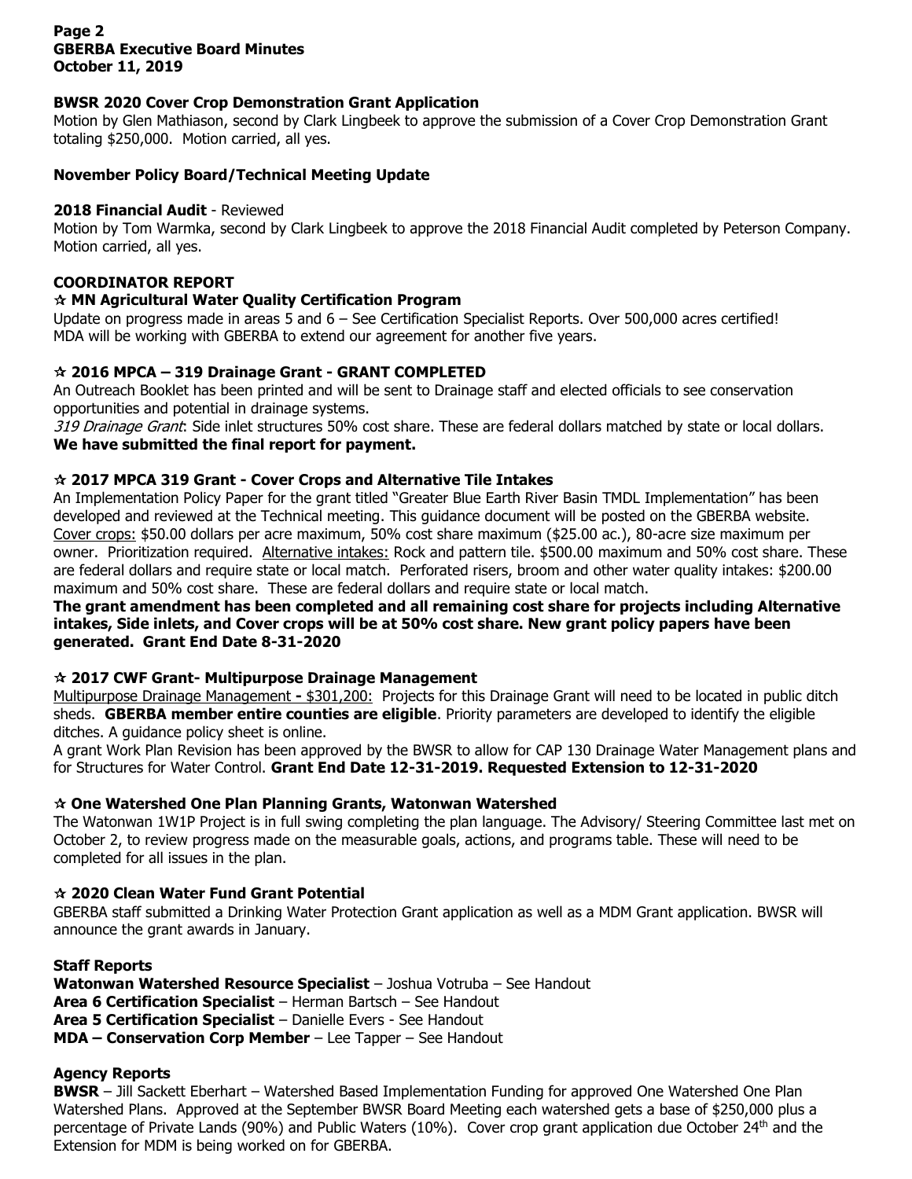### BWSR 2020 Cover Crop Demonstration Grant Application

Motion by Glen Mathiason, second by Clark Lingbeek to approve the submission of a Cover Crop Demonstration Grant totaling $250,000. Motion carried, all yes.

### November Policy Board/Technical Meeting Update

**2018 Financial Audit** - Reviewed

Motion by Tom Warmka, second by Clark Lingbeek to approve the 2018 Financial Audit completed by Peterson Company. Motion carried, all yes.

### COORDINATOR REPORT

#### ☆ MN Agricultural Water Quality Certification Program

Update on progress made in areas 5 and 6 – See Certification Specialist Reports. Over 500,000 acres certified! MDA will be working with GBERBA to extend our agreement for another five years.

#### ☆ 2016 MPCA – 319 Drainage Grant - GRANT COMPLETED

An Outreach Booklet has been printed and will be sent to Drainage staff and elected officials to see conservation opportunities and potential in drainage systems.

*319 Drainage Grant*: Side inlet structures 50% cost share. These are federal dollars matched by state or local dollars.

**We have submitted the final report for payment.**

#### ☆ 2017 MPCA 319 Grant - Cover Crops and Alternative Tile Intakes

An Implementation Policy Paper for the grant titled "Greater Blue Earth River Basin TMDL Implementation" has been developed and reviewed at the Technical meeting. This guidance document will be posted on the GBERBA website. Cover crops: $50.00 dollars per acre maximum, 50% cost share maximum ($25.00 ac.), 80-acre size maximum per owner. Prioritization required. Alternative intakes: Rock and pattern tile. $500.00 maximum and 50% cost share. These are federal dollars and require state or local match. Perforated risers, broom and other water quality intakes: $200.00 maximum and 50% cost share. These are federal dollars and require state or local match.

**The grant amendment has been completed and all remaining cost share for projects including Alternative intakes, Side inlets, and Cover crops will be at 50% cost share. New grant policy papers have been generated. Grant End Date 8-31-2020**

#### ☆ 2017 CWF Grant- Multipurpose Drainage Management

Multipurpose Drainage Management **-** $301,200: Projects for this Drainage Grant will need to be located in public ditch sheds. **GBERBA member entire counties are eligible**. Priority parameters are developed to identify the eligible ditches. A guidance policy sheet is online.

A grant Work Plan Revision has been approved by the BWSR to allow for CAP 130 Drainage Water Management plans and for Structures for Water Control. **Grant End Date 12-31-2019. Requested Extension to 12-31-2020**

#### ☆ One Watershed One Plan Planning Grants, Watonwan Watershed

The Watonwan 1W1P Project is in full swing completing the plan language. The Advisory/ Steering Committee last met on October 2, to review progress made on the measurable goals, actions, and programs table. These will need to be completed for all issues in the plan.

#### ☆ 2020 Clean Water Fund Grant Potential

GBERBA staff submitted a Drinking Water Protection Grant application as well as a MDM Grant application. BWSR will announce the grant awards in January.

### Staff Reports

**Watonwan Watershed Resource Specialist** – Joshua Votruba – See Handout
**Area 6 Certification Specialist** – Herman Bartsch – See Handout
**Area 5 Certification Specialist** – Danielle Evers - See Handout
**MDA – Conservation Corp Member** – Lee Tapper – See Handout

### Agency Reports

**BWSR** – Jill Sackett Eberhart – Watershed Based Implementation Funding for approved One Watershed One Plan Watershed Plans. Approved at the September BWSR Board Meeting each watershed gets a base of $250,000 plus a percentage of Private Lands (90%) and Public Waters (10%). Cover crop grant application due October 24th and the Extension for MDM is being worked on for GBERBA.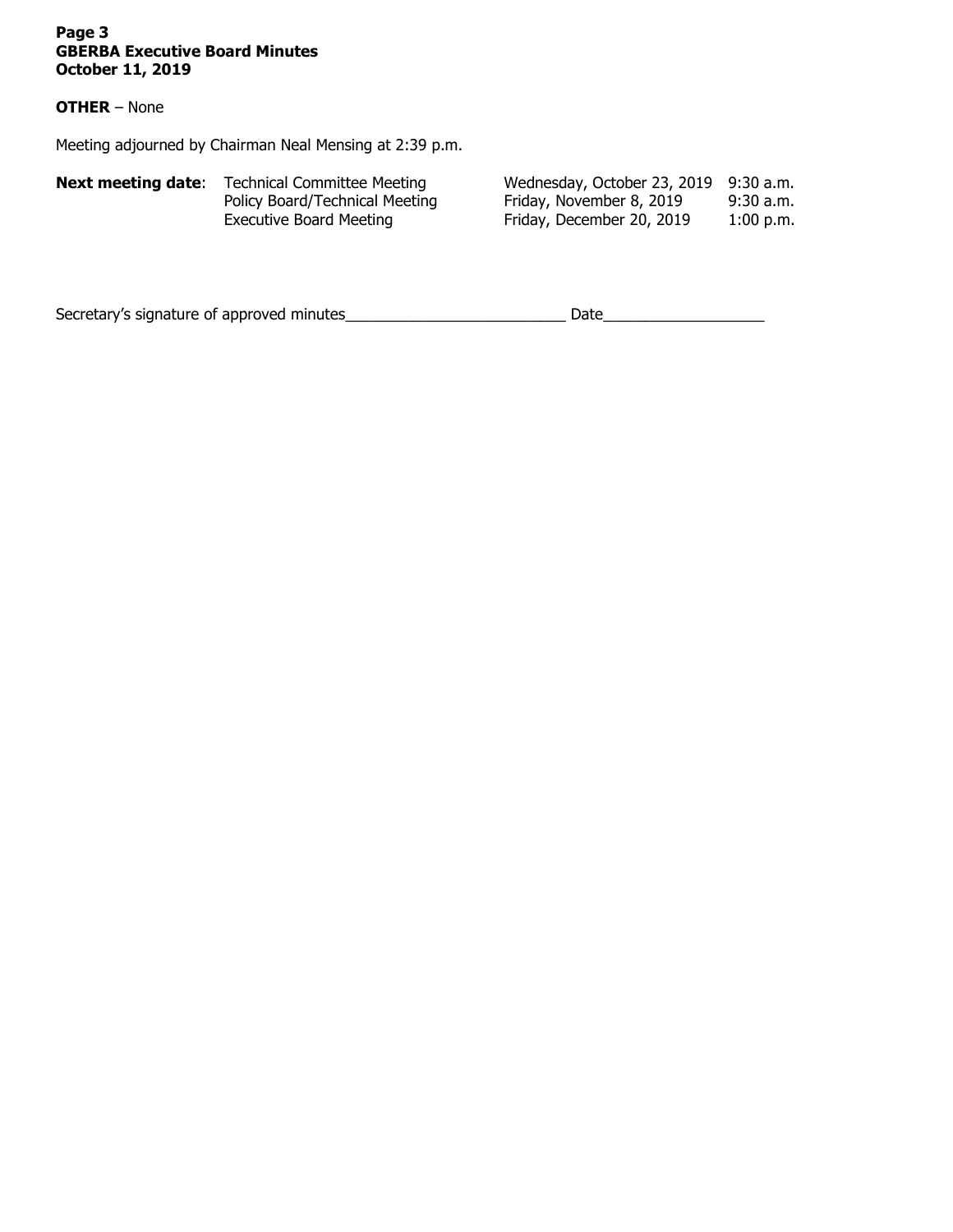**OTHER** – None

Meeting adjourned by Chairman Neal Mensing at 2:39 p.m.

| | | | |
|---|---|---|---|
| **Next meeting date**: | Technical Committee Meeting | Wednesday, October 23, 2019 | 9:30 a.m. |
| | Policy Board/Technical Meeting | Friday, November 8, 2019 | 9:30 a.m. |
| | Executive Board Meeting | Friday, December 20, 2019 | 1:00 p.m. |

Secretary's signature of approved minutes__________________________ Date___________________